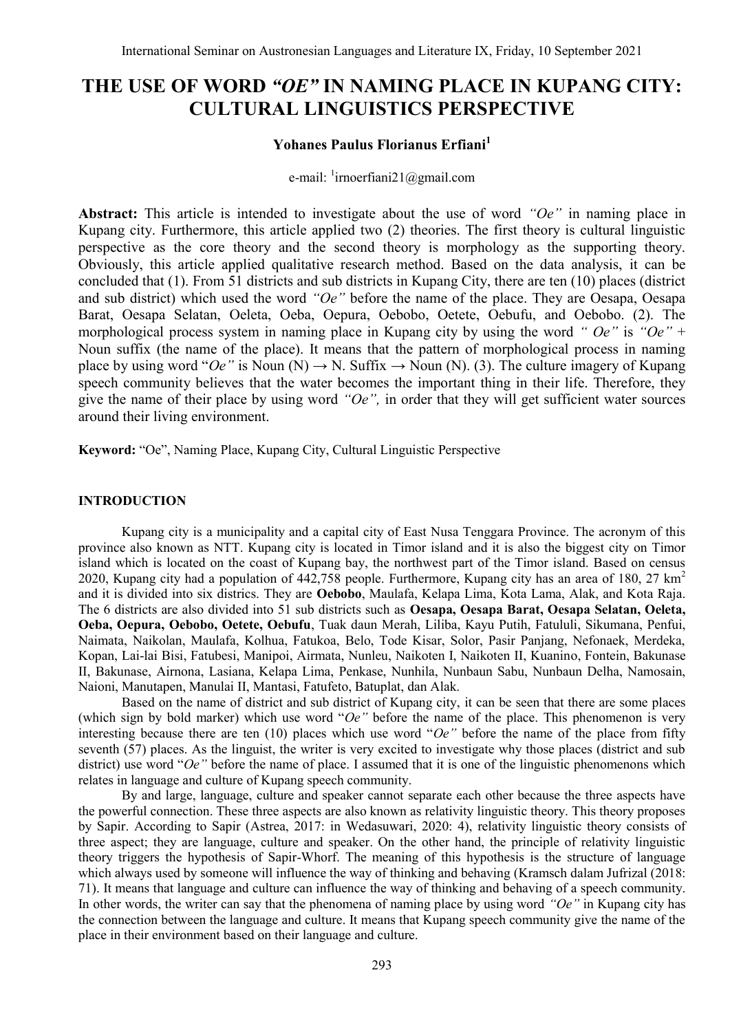# THE USE OF WORD *"OE"* IN NAMING PLACE IN KUPANG CITY: CULTURAL LINGUISTICS PERSPECTIVE

**Yohanes Paulus Florianus Erfiani[1]**

e-mail: [1]irnoerfiani21@gmail.com

**Abstract:** This article is intended to investigate about the use of word *"Oe"* in naming place in Kupang city. Furthermore, this article applied two (2) theories. The first theory is cultural linguistic perspective as the core theory and the second theory is morphology as the supporting theory. Obviously, this article applied qualitative research method. Based on the data analysis, it can be concluded that (1). From 51 districts and sub districts in Kupang City, there are ten (10) places (district and sub district) which used the word *"Oe"* before the name of the place. They are Oesapa, Oesapa Barat, Oesapa Selatan, Oeleta, Oeba, Oepura, Oebobo, Oetete, Oebufu, and Oebobo. (2). The morphological process system in naming place in Kupang city by using the word *" Oe"* is *"Oe"* + Noun suffix (the name of the place). It means that the pattern of morphological process in naming place by using word "*Oe"* is Noun (N) → N. Suffix → Noun (N). (3). The culture imagery of Kupang speech community believes that the water becomes the important thing in their life. Therefore, they give the name of their place by using word *"Oe",* in order that they will get sufficient water sources around their living environment.

**Keyword:** "Oe", Naming Place, Kupang City, Cultural Linguistic Perspective

## INTRODUCTION

Kupang city is a municipality and a capital city of East Nusa Tenggara Province. The acronym of this province also known as NTT. Kupang city is located in Timor island and it is also the biggest city on Timor island which is located on the coast of Kupang bay, the northwest part of the Timor island. Based on census 2020, Kupang city had a population of 442,758 people. Furthermore, Kupang city has an area of 180, 27 km$^2$ and it is divided into six districs. They are **Oebobo**, Maulafa, Kelapa Lima, Kota Lama, Alak, and Kota Raja. The 6 districts are also divided into 51 sub districts such as **Oesapa, Oesapa Barat, Oesapa Selatan, Oeleta, Oeba, Oepura, Oebobo, Oetete, Oebufu**, Tuak daun Merah, Liliba, Kayu Putih, Fatululi, Sikumana, Penfui, Naimata, Naikolan, Maulafa, Kolhua, Fatukoa, Belo, Tode Kisar, Solor, Pasir Panjang, Nefonaek, Merdeka, Kopan, Lai-lai Bisi, Fatubesi, Manipoi, Airmata, Nunleu, Naikoten I, Naikoten II, Kuanino, Fontein, Bakunase II, Bakunase, Airnona, Lasiana, Kelapa Lima, Penkase, Nunhila, Nunbaun Sabu, Nunbaun Delha, Namosain, Naioni, Manutapen, Manulai II, Mantasi, Fatufeto, Batuplat, dan Alak.

Based on the name of district and sub district of Kupang city, it can be seen that there are some places (which sign by bold marker) which use word "*Oe"* before the name of the place. This phenomenon is very interesting because there are ten (10) places which use word "*Oe"* before the name of the place from fifty seventh (57) places. As the linguist, the writer is very excited to investigate why those places (district and sub district) use word "*Oe"* before the name of place. I assumed that it is one of the linguistic phenomenons which relates in language and culture of Kupang speech community.

By and large, language, culture and speaker cannot separate each other because the three aspects have the powerful connection. These three aspects are also known as relativity linguistic theory. This theory proposes by Sapir. According to Sapir (Astrea, 2017: in Wedasuwari, 2020: 4), relativity linguistic theory consists of three aspect; they are language, culture and speaker. On the other hand, the principle of relativity linguistic theory triggers the hypothesis of Sapir-Whorf. The meaning of this hypothesis is the structure of language which always used by someone will influence the way of thinking and behaving (Kramsch dalam Jufrizal (2018: 71). It means that language and culture can influence the way of thinking and behaving of a speech community. In other words, the writer can say that the phenomena of naming place by using word *"Oe"* in Kupang city has the connection between the language and culture. It means that Kupang speech community give the name of the place in their environment based on their language and culture.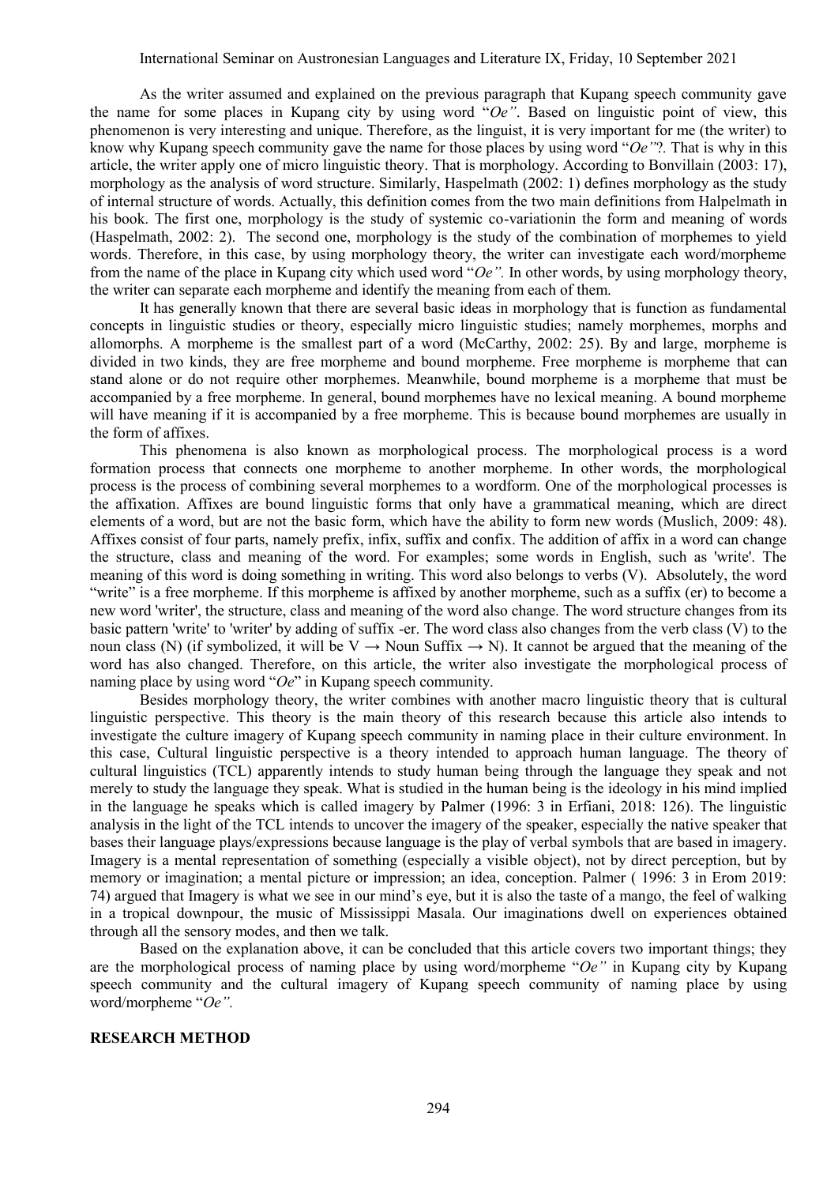As the writer assumed and explained on the previous paragraph that Kupang speech community gave the name for some places in Kupang city by using word "*Oe"*. Based on linguistic point of view, this phenomenon is very interesting and unique. Therefore, as the linguist, it is very important for me (the writer) to know why Kupang speech community gave the name for those places by using word "*Oe"?.* That is why in this article, the writer apply one of micro linguistic theory. That is morphology. According to Bonvillain (2003: 17), morphology as the analysis of word structure. Similarly, Haspelmath (2002: 1) defines morphology as the study of internal structure of words. Actually, this definition comes from the two main definitions from Halpelmath in his book. The first one, morphology is the study of systemic co-variationin the form and meaning of words (Haspelmath, 2002: 2). The second one, morphology is the study of the combination of morphemes to yield words. Therefore, in this case, by using morphology theory, the writer can investigate each word/morpheme from the name of the place in Kupang city which used word "*Oe".* In other words, by using morphology theory, the writer can separate each morpheme and identify the meaning from each of them.

It has generally known that there are several basic ideas in morphology that is function as fundamental concepts in linguistic studies or theory, especially micro linguistic studies; namely morphemes, morphs and allomorphs. A morpheme is the smallest part of a word (McCarthy, 2002: 25). By and large, morpheme is divided in two kinds, they are free morpheme and bound morpheme. Free morpheme is morpheme that can stand alone or do not require other morphemes. Meanwhile, bound morpheme is a morpheme that must be accompanied by a free morpheme. In general, bound morphemes have no lexical meaning. A bound morpheme will have meaning if it is accompanied by a free morpheme. This is because bound morphemes are usually in the form of affixes.

This phenomena is also known as morphological process. The morphological process is a word formation process that connects one morpheme to another morpheme. In other words, the morphological process is the process of combining several morphemes to a wordform. One of the morphological processes is the affixation. Affixes are bound linguistic forms that only have a grammatical meaning, which are direct elements of a word, but are not the basic form, which have the ability to form new words (Muslich, 2009: 48). Affixes consist of four parts, namely prefix, infix, suffix and confix. The addition of affix in a word can change the structure, class and meaning of the word. For examples; some words in English, such as 'write'. The meaning of this word is doing something in writing. This word also belongs to verbs (V). Absolutely, the word "write" is a free morpheme. If this morpheme is affixed by another morpheme, such as a suffix (er) to become a new word 'writer', the structure, class and meaning of the word also change. The word structure changes from its basic pattern 'write' to 'writer' by adding of suffix -er. The word class also changes from the verb class (V) to the noun class (N) (if symbolized, it will be V → Noun Suffix → N). It cannot be argued that the meaning of the word has also changed. Therefore, on this article, the writer also investigate the morphological process of naming place by using word "*Oe*" in Kupang speech community.

Besides morphology theory, the writer combines with another macro linguistic theory that is cultural linguistic perspective. This theory is the main theory of this research because this article also intends to investigate the culture imagery of Kupang speech community in naming place in their culture environment. In this case, Cultural linguistic perspective is a theory intended to approach human language. The theory of cultural linguistics (TCL) apparently intends to study human being through the language they speak and not merely to study the language they speak. What is studied in the human being is the ideology in his mind implied in the language he speaks which is called imagery by Palmer (1996: 3 in Erfiani, 2018: 126). The linguistic analysis in the light of the TCL intends to uncover the imagery of the speaker, especially the native speaker that bases their language plays/expressions because language is the play of verbal symbols that are based in imagery. Imagery is a mental representation of something (especially a visible object), not by direct perception, but by memory or imagination; a mental picture or impression; an idea, conception. Palmer ( 1996: 3 in Erom 2019: 74) argued that Imagery is what we see in our mind's eye, but it is also the taste of a mango, the feel of walking in a tropical downpour, the music of Mississippi Masala. Our imaginations dwell on experiences obtained through all the sensory modes, and then we talk.

Based on the explanation above, it can be concluded that this article covers two important things; they are the morphological process of naming place by using word/morpheme "*Oe"* in Kupang city by Kupang speech community and the cultural imagery of Kupang speech community of naming place by using word/morpheme "*Oe".*

## RESEARCH METHOD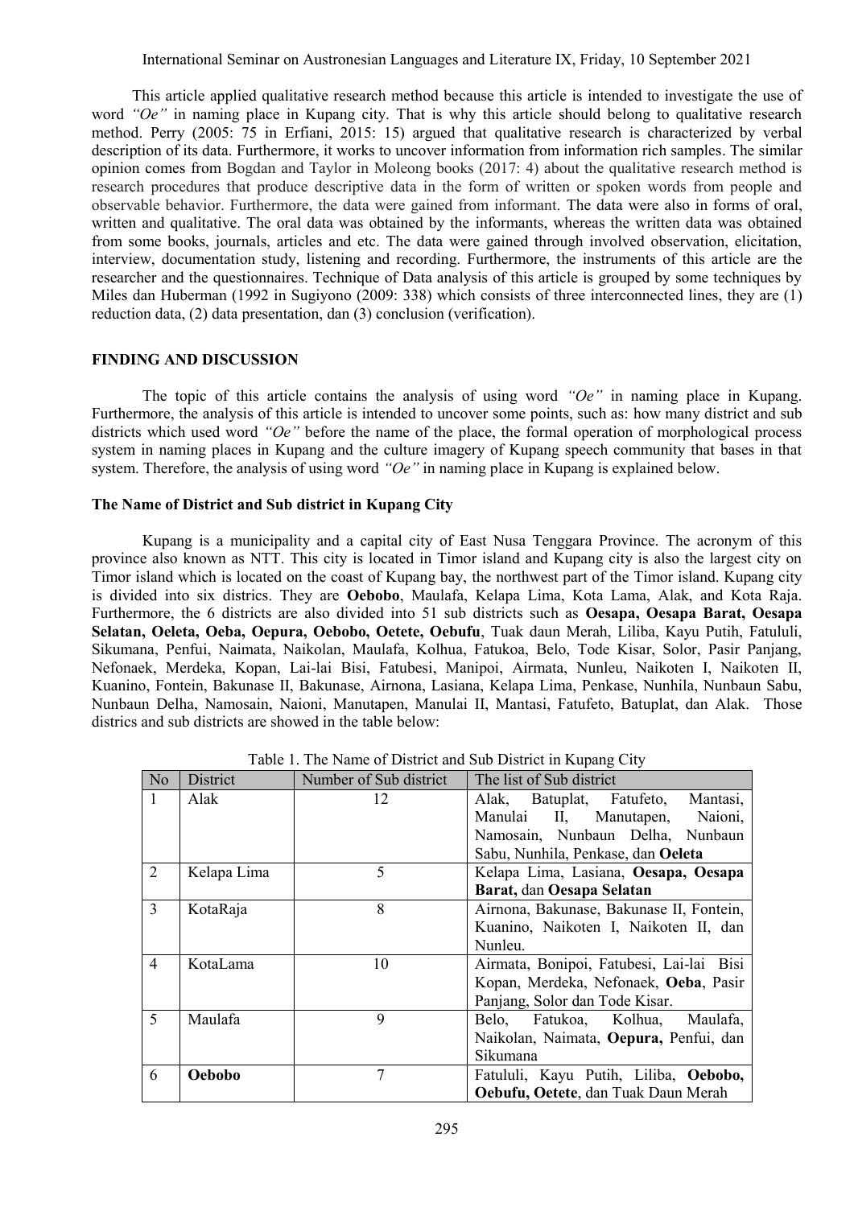This article applied qualitative research method because this article is intended to investigate the use of word *"Oe"* in naming place in Kupang city. That is why this article should belong to qualitative research method. Perry (2005: 75 in Erfiani, 2015: 15) argued that qualitative research is characterized by verbal description of its data. Furthermore, it works to uncover information from information rich samples. The similar opinion comes from Bogdan and Taylor in Moleong books (2017: 4) about the qualitative research method is research procedures that produce descriptive data in the form of written or spoken words from people and observable behavior. Furthermore, the data were gained from informant. The data were also in forms of oral, written and qualitative. The oral data was obtained by the informants, whereas the written data was obtained from some books, journals, articles and etc. The data were gained through involved observation, elicitation, interview, documentation study, listening and recording. Furthermore, the instruments of this article are the researcher and the questionnaires. Technique of Data analysis of this article is grouped by some techniques by Miles dan Huberman (1992 in Sugiyono (2009: 338) which consists of three interconnected lines, they are (1) reduction data, (2) data presentation, dan (3) conclusion (verification).

## FINDING AND DISCUSSION

The topic of this article contains the analysis of using word *"Oe"* in naming place in Kupang. Furthermore, the analysis of this article is intended to uncover some points, such as: how many district and sub districts which used word *"Oe"* before the name of the place, the formal operation of morphological process system in naming places in Kupang and the culture imagery of Kupang speech community that bases in that system. Therefore, the analysis of using word *"Oe"* in naming place in Kupang is explained below.

### The Name of District and Sub district in Kupang City

Kupang is a municipality and a capital city of East Nusa Tenggara Province. The acronym of this province also known as NTT. This city is located in Timor island and Kupang city is also the largest city on Timor island which is located on the coast of Kupang bay, the northwest part of the Timor island. Kupang city is divided into six districts. They are **Oebobo**, Maulafa, Kelapa Lima, Kota Lama, Alak, and Kota Raja. Furthermore, the 6 districts are also divided into 51 sub districts such as **Oesapa, Oesapa Barat, Oesapa Selatan, Oeleta, Oeba, Oepura, Oebobo, Oetete, Oebufu**, Tuak daun Merah, Liliba, Kayu Putih, Fatululi, Sikumana, Penfui, Naimata, Naikolan, Maulafa, Kolhua, Fatukoa, Belo, Tode Kisar, Solor, Pasir Panjang, Nefonaek, Merdeka, Kopan, Lai-lai Bisi, Fatubesi, Manipoi, Airmata, Nunleu, Naikoten I, Naikoten II, Kuanino, Fontein, Bakunase II, Bakunase, Airnona, Lasiana, Kelapa Lima, Penkase, Nunhila, Nunbaun Sabu, Nunbaun Delha, Namosain, Naioni, Manutapen, Manulai II, Mantasi, Fatufeto, Batuplat, dan Alak. Those districs and sub districts are showed in the table below:

Table 1. The Name of District and Sub District in Kupang City

| No | District | Number of Sub district | The list of Sub district |
|---|---|---|---|
| 1 | Alak | 12 | Alak, Batuplat, Fatufeto, Mantasi, Manulai II, Manutapen, Naioni, Namosain, Nunbaun Delha, Nunbaun Sabu, Nunhila, Penkase, dan **Oeleta** |
| 2 | Kelapa Lima | 5 | Kelapa Lima, Lasiana, **Oesapa, Oesapa Barat,** dan **Oesapa Selatan** |
| 3 | KotaRaja | 8 | Airnona, Bakunase, Bakunase II, Fontein, Kuanino, Naikoten I, Naikoten II, dan Nunleu. |
| 4 | KotaLama | 10 | Airmata, Bonipoi, Fatubesi, Lai-lai Bisi Kopan, Merdeka, Nefonaek, **Oeba**, Pasir Panjang, Solor dan Tode Kisar. |
| 5 | Maulafa | 9 | Belo, Fatukoa, Kolhua, Maulafa, Naikolan, Naimata, **Oepura,** Penfui, dan Sikumana |
| 6 | **Oebobo** | 7 | Fatululi, Kayu Putih, Liliba, **Oebobo, Oebufu, Oetete**, dan Tuak Daun Merah |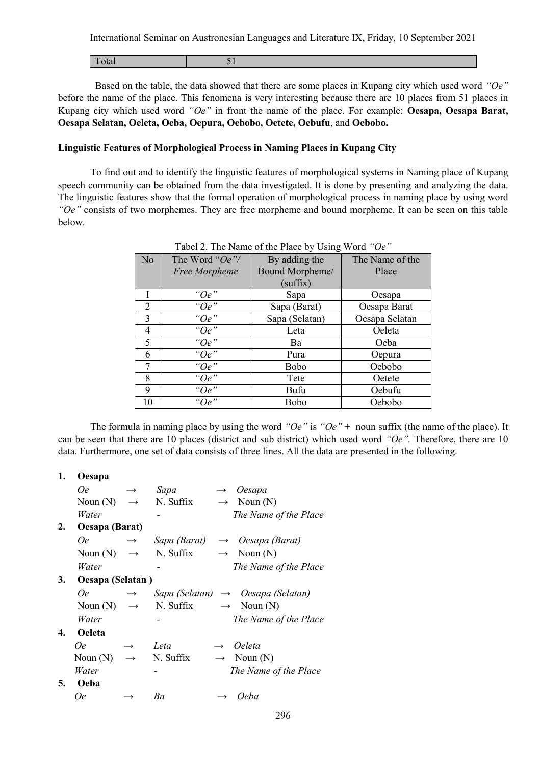| Total | 51 |
|---|---|

Based on the table, the data showed that there are some places in Kupang city which used word *"Oe"* before the name of the place. This fenomena is very interesting because there are 10 places from 51 places in Kupang city which used word *"Oe"* in front the name of the place. For example: **Oesapa, Oesapa Barat, Oesapa Selatan, Oeleta, Oeba, Oepura, Oebobo, Oetete, Oebufu**, and **Oebobo.**

**Linguistic Features of Morphological Process in Naming Places in Kupang City**

To find out and to identify the linguistic features of morphological systems in Naming place of Kupang speech community can be obtained from the data investigated. It is done by presenting and analyzing the data. The linguistic features show that the formal operation of morphological process in naming place by using word *"Oe"* consists of two morphemes. They are free morpheme and bound morpheme. It can be seen on this table below.

Tabel 2. The Name of the Place by Using Word *"Oe"*

| No | The Word "*Oe*"/ *Free Morpheme* | By adding the Bound Morpheme/ (suffix) | The Name of the Place |
|---|---|---|---|
| I | *"Oe"* | Sapa | Oesapa |
| 2 | *"Oe"* | Sapa (Barat) | Oesapa Barat |
| 3 | *"Oe"* | Sapa (Selatan) | Oesapa Selatan |
| 4 | *"Oe"* | Leta | Oeleta |
| 5 | *"Oe"* | Ba | Oeba |
| 6 | *"Oe"* | Pura | Oepura |
| 7 | *"Oe"* | Bobo | Oebobo |
| 8 | *"Oe"* | Tete | Oetete |
| 9 | *"Oe"* | Bufu | Oebufu |
| 10 | *"Oe"* | Bobo | Oebobo |

The formula in naming place by using the word *"Oe"* is *"Oe"* + noun suffix (the name of the place). It can be seen that there are 10 places (district and sub district) which used word *"Oe".* Therefore, there are 10 data. Furthermore, one set of data consists of three lines. All the data are presented in the following.

**1. Oesapa**

*Oe* → *Sapa* → *Oesapa*
Noun (N) → N. Suffix → Noun (N)
*Water* - *The Name of the Place*

**2. Oesapa (Barat)**

*Oe* → *Sapa (Barat)* → *Oesapa (Barat)*
Noun (N) → N. Suffix → Noun (N)
*Water* - *The Name of the Place*

**3. Oesapa (Selatan )**

*Oe* → *Sapa (Selatan)* → *Oesapa (Selatan)*
Noun (N) → N. Suffix → Noun (N)
*Water* - *The Name of the Place*

**4. Oeleta**

*Oe* → *Leta* → *Oeleta*
Noun (N) → N. Suffix → Noun (N)
*Water* - *The Name of the Place*

**5. Oeba**

*Oe* → *Ba* → *Oeba*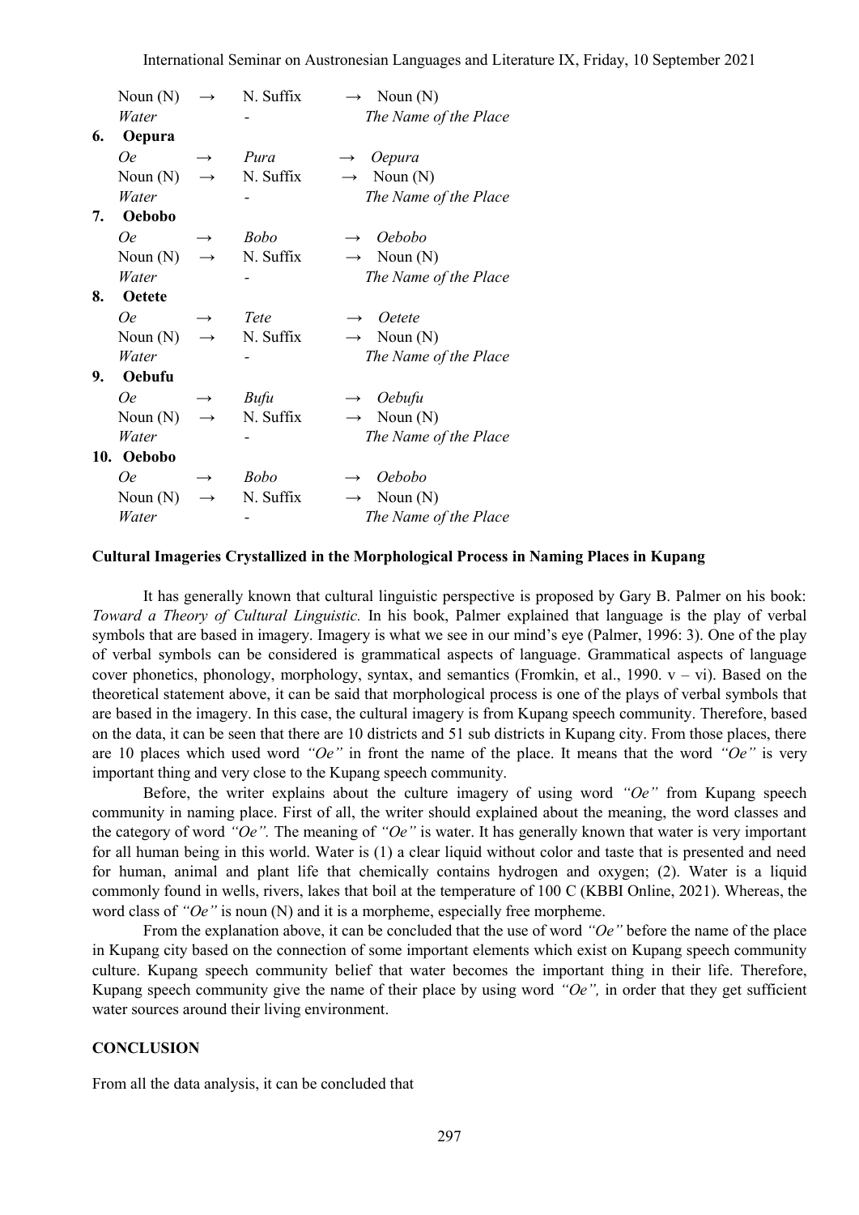| Noun (N) | → | N. Suffix | → | Noun (N) |
|---|---|---|---|---|
| *Water* | | - | | *The Name of the Place* |

**6. Oepura**

| *Oe* | → | *Pura* | → | *Oepura* |
|---|---|---|---|---|
| Noun (N) | → | N. Suffix | → | Noun (N) |
| *Water* | | - | | *The Name of the Place* |

**7. Oebobo**

| *Oe* | → | *Bobo* | → | *Oebobo* |
|---|---|---|---|---|
| Noun (N) | → | N. Suffix | → | Noun (N) |
| *Water* | | - | | *The Name of the Place* |

**8. Oetete**

| *Oe* | → | *Tete* | → | *Oetete* |
|---|---|---|---|---|
| Noun (N) | → | N. Suffix | → | Noun (N) |
| *Water* | | - | | *The Name of the Place* |

**9. Oebufu**

| *Oe* | → | *Bufu* | → | *Oebufu* |
|---|---|---|---|---|
| Noun (N) | → | N. Suffix | → | Noun (N) |
| *Water* | | - | | *The Name of the Place* |

**10. Oebobo**

| *Oe* | → | *Bobo* | → | *Oebobo* |
|---|---|---|---|---|
| Noun (N) | → | N. Suffix | → | Noun (N) |
| *Water* | | - | | *The Name of the Place* |

### Cultural Imageries Crystallized in the Morphological Process in Naming Places in Kupang

It has generally known that cultural linguistic perspective is proposed by Gary B. Palmer on his book: *Toward a Theory of Cultural Linguistic.* In his book, Palmer explained that language is the play of verbal symbols that are based in imagery. Imagery is what we see in our mind's eye (Palmer, 1996: 3). One of the play of verbal symbols can be considered is grammatical aspects of language. Grammatical aspects of language cover phonetics, phonology, morphology, syntax, and semantics (Fromkin, et al., 1990. v – vi). Based on the theoretical statement above, it can be said that morphological process is one of the plays of verbal symbols that are based in the imagery. In this case, the cultural imagery is from Kupang speech community. Therefore, based on the data, it can be seen that there are 10 districts and 51 sub districts in Kupang city. From those places, there are 10 places which used word *"Oe"* in front the name of the place. It means that the word *"Oe"* is very important thing and very close to the Kupang speech community.

Before, the writer explains about the culture imagery of using word *"Oe"* from Kupang speech community in naming place. First of all, the writer should explained about the meaning, the word classes and the category of word *"Oe".* The meaning of *"Oe"* is water. It has generally known that water is very important for all human being in this world. Water is (1) a clear liquid without color and taste that is presented and need for human, animal and plant life that chemically contains hydrogen and oxygen; (2). Water is a liquid commonly found in wells, rivers, lakes that boil at the temperature of 100 C (KBBI Online, 2021). Whereas, the word class of *"Oe"* is noun (N) and it is a morpheme, especially free morpheme.

From the explanation above, it can be concluded that the use of word *"Oe"* before the name of the place in Kupang city based on the connection of some important elements which exist on Kupang speech community culture. Kupang speech community belief that water becomes the important thing in their life. Therefore, Kupang speech community give the name of their place by using word *"Oe",* in order that they get sufficient water sources around their living environment.

## CONCLUSION

From all the data analysis, it can be concluded that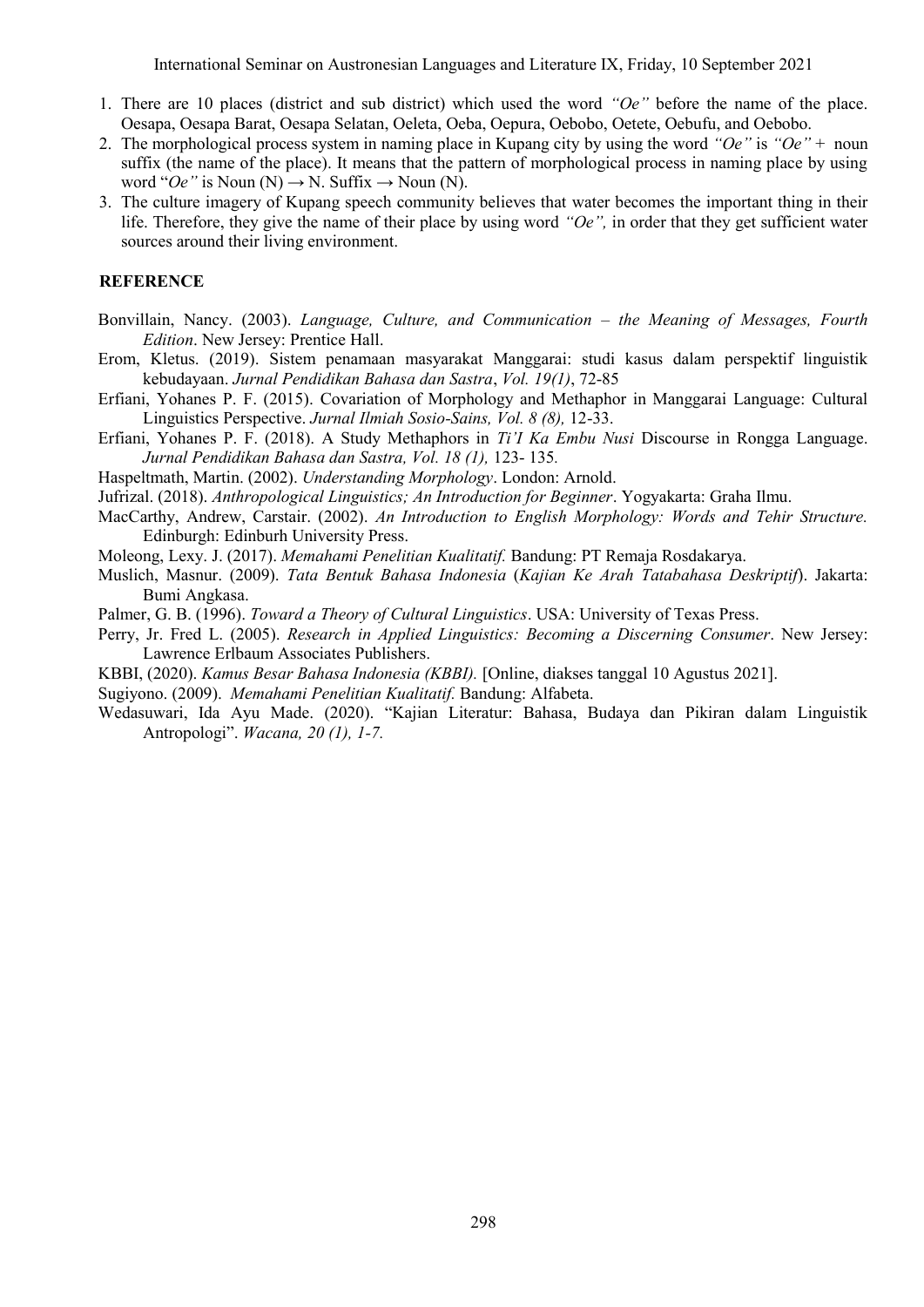1. There are 10 places (district and sub district) which used the word *"Oe"* before the name of the place. Oesapa, Oesapa Barat, Oesapa Selatan, Oeleta, Oeba, Oepura, Oebobo, Oetete, Oebufu, and Oebobo.
2. The morphological process system in naming place in Kupang city by using the word *"Oe"* is *"Oe"* + noun suffix (the name of the place). It means that the pattern of morphological process in naming place by using word "*Oe"* is Noun (N) → N. Suffix → Noun (N).
3. The culture imagery of Kupang speech community believes that water becomes the important thing in their life. Therefore, they give the name of their place by using word *"Oe",* in order that they get sufficient water sources around their living environment.

## REFERENCE

Bonvillain, Nancy. (2003). *Language, Culture, and Communication – the Meaning of Messages, Fourth Edition*. New Jersey: Prentice Hall.

Erom, Kletus. (2019). Sistem penamaan masyarakat Manggarai: studi kasus dalam perspektif linguistik kebudayaan. *Jurnal Pendidikan Bahasa dan Sastra*, *Vol. 19(1)*, 72-85

Erfiani, Yohanes P. F. (2015). Covariation of Morphology and Methaphor in Manggarai Language: Cultural Linguistics Perspective. *Jurnal Ilmiah Sosio-Sains, Vol. 8 (8),* 12-33.

Erfiani, Yohanes P. F. (2018). A Study Methaphors in *Ti'I Ka Embu Nusi* Discourse in Rongga Language. *Jurnal Pendidikan Bahasa dan Sastra, Vol. 18 (1),* 123- 135*.*

Haspeltmath, Martin. (2002). *Understanding Morphology*. London: Arnold.

Jufrizal. (2018). *Anthropological Linguistics; An Introduction for Beginner*. Yogyakarta: Graha Ilmu.

MacCarthy, Andrew, Carstair. (2002). *An Introduction to English Morphology: Words and Tehir Structure.* Edinburgh: Edinburh University Press.

Moleong, Lexy. J. (2017). *Memahami Penelitian Kualitatif.* Bandung: PT Remaja Rosdakarya.

Muslich, Masnur. (2009). *Tata Bentuk Bahasa Indonesia* (*Kajian Ke Arah Tatabahasa Deskriptif*). Jakarta: Bumi Angkasa.

Palmer, G. B. (1996). *Toward a Theory of Cultural Linguistics*. USA: University of Texas Press.

Perry, Jr. Fred L. (2005). *Research in Applied Linguistics: Becoming a Discerning Consumer*. New Jersey: Lawrence Erlbaum Associates Publishers.

KBBI, (2020). *Kamus Besar Bahasa Indonesia (KBBI).* [Online, diakses tanggal 10 Agustus 2021].

Sugiyono. (2009). *Memahami Penelitian Kualitatif.* Bandung: Alfabeta.

Wedasuwari, Ida Ayu Made. (2020). "Kajian Literatur: Bahasa, Budaya dan Pikiran dalam Linguistik Antropologi". *Wacana, 20 (1), 1-7.*